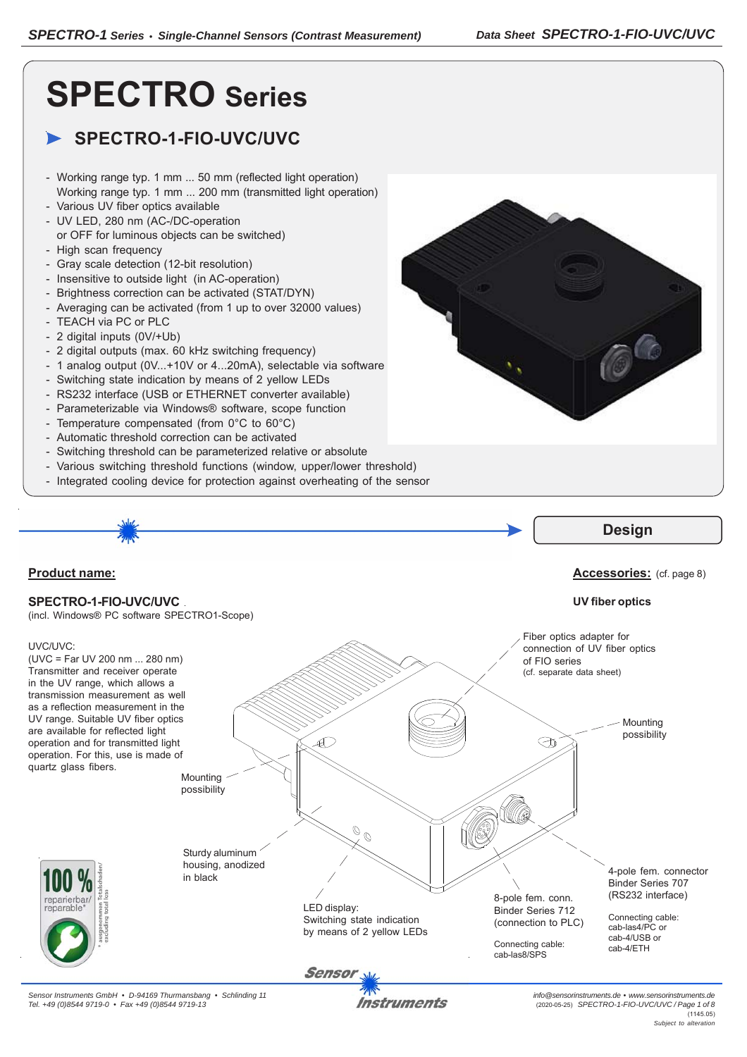# SPECTRO Series

## SPECTRO-1-FIO-UVC/UVC

- Working range typ. 1 mm ... 50 mm (reflected light operation)
  Working range typ. 1 mm ... 200 mm (transmitted light operation)
- Various UV fiber optics available
- UV LED, 280 nm (AC-/DC-operation
  or OFF for luminous objects can be switched)
- High scan frequency
- Gray scale detection (12-bit resolution)
- Insensitive to outside light (in AC-operation)
- Brightness correction can be activated (STAT/DYN)
- Averaging can be activated (from 1 up to over 32000 values)
- TEACH via PC or PLC
- 2 digital inputs (0V/+Ub)
- 2 digital outputs (max. 60 kHz switching frequency)
- 1 analog output (0V...+10V or 4...20mA), selectable via software
- Switching state indication by means of 2 yellow LEDs
- RS232 interface (USB or ETHERNET converter available)
- Parameterizable via Windows® software, scope function
- Temperature compensated (from 0°C to 60°C)
- Automatic threshold correction can be activated
- Switching threshold can be parameterized relative or absolute
- Various switching threshold functions (window, upper/lower threshold)
- Integrated cooling device for protection against overheating of the sensor

## Design

**Product name:**

**SPECTRO-1-FIO-UVC/UVC**
(incl. Windows® PC software SPECTRO1-Scope)

UVC/UVC:
(UVC = Far UV 200 nm ... 280 nm)
Transmitter and receiver operate in the UV range, which allows a transmission measurement as well as a reflection measurement in the UV range. Suitable UV fiber optics are available for reflected light operation and for transmitted light operation. For this, use is made of quartz glass fibers.

**Accessories:** (cf. page 8)

**UV fiber optics**

Fiber optics adapter for connection of UV fiber optics of FIO series
(cf. separate data sheet)

Mounting possibility

Mounting possibility

Sturdy aluminum housing, anodized in black

LED display:
Switching state indication by means of 2 yellow LEDs

8-pole fem. conn.
Binder Series 712
(connection to PLC)

Connecting cable:
cab-las8/SPS

4-pole fem. connector
Binder Series 707
(RS232 interface)

Connecting cable:
cab-las4/PC or
cab-4/USB or
cab-4/ETH

100 % reparierbar/ reparable*

* ausgenommen Totalschaden/ excluding total loss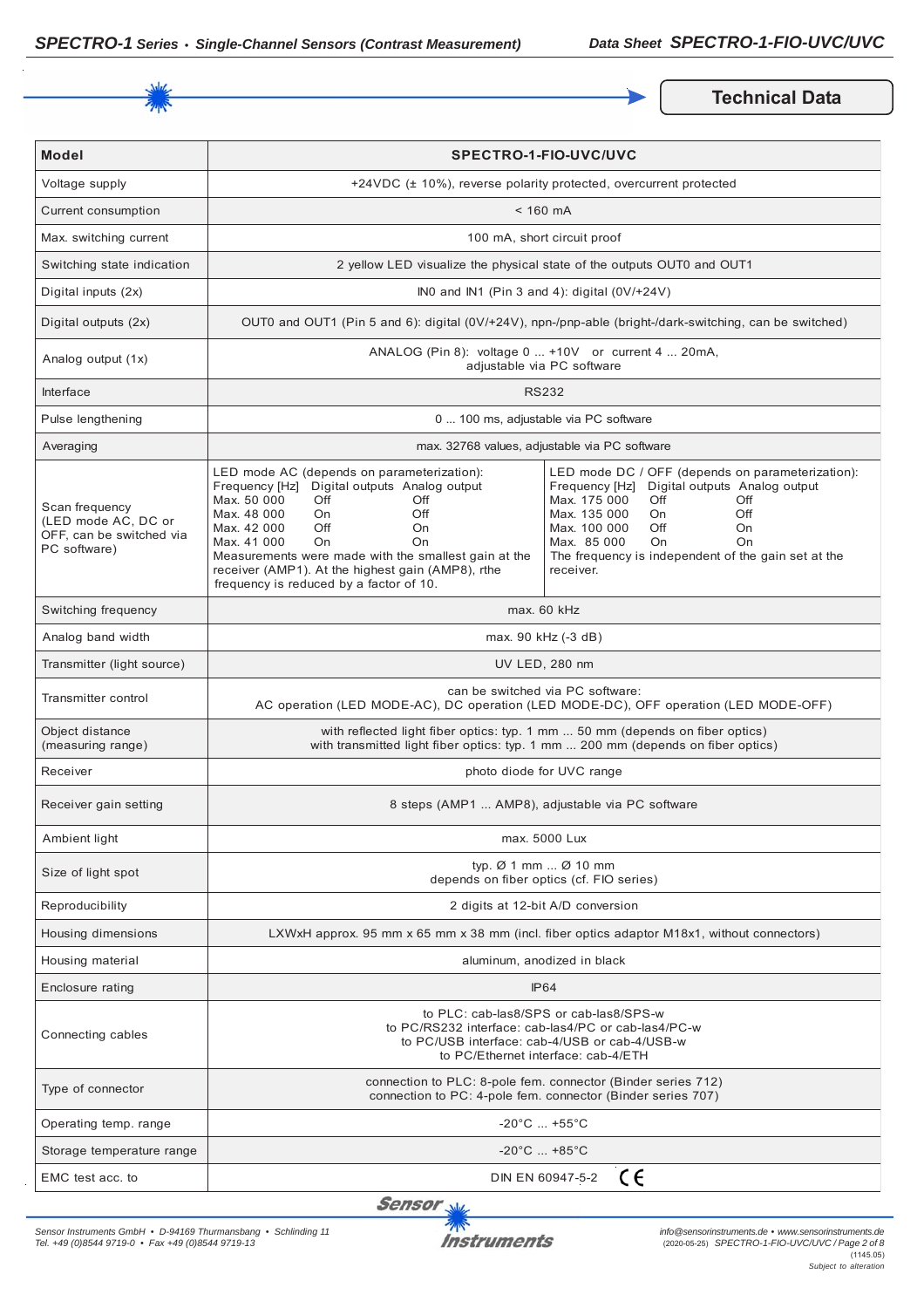## Technical Data

| Model | SPECTRO-1-FIO-UVC/UVC | |
|---|---|---|
| Voltage supply | +24VDC (± 10%), reverse polarity protected, overcurrent protected | |
| Current consumption | < 160 mA | |
| Max. switching current | 100 mA, short circuit proof | |
| Switching state indication | 2 yellow LED visualize the physical state of the outputs OUT0 and OUT1 | |
| Digital inputs (2x) | IN0 and IN1 (Pin 3 and 4): digital (0V/+24V) | |
| Digital outputs (2x) | OUT0 and OUT1 (Pin 5 and 6): digital (0V/+24V), npn-/pnp-able (bright-/dark-switching, can be switched) | |
| Analog output (1x) | ANALOG (Pin 8): voltage 0 ... +10V or current 4 ... 20mA, adjustable via PC software | |
| Interface | RS232 | |
| Pulse lengthening | 0 ... 100 ms, adjustable via PC software | |
| Averaging | max. 32768 values, adjustable via PC software | |
| Scan frequency (LED mode AC, DC or OFF, can be switched via PC software) | LED mode AC (depends on parameterization):<br>Frequency [Hz] / Digital outputs / Analog output<br>Max. 50 000 / Off / Off<br>Max. 48 000 / On / Off<br>Max. 42 000 / Off / On<br>Max. 41 000 / On / On<br>Measurements were made with the smallest gain at the receiver (AMP1). At the highest gain (AMP8), rthe frequency is reduced by a factor of 10. | LED mode DC / OFF (depends on parameterization):<br>Frequency [Hz] / Digital outputs / Analog output<br>Max. 175 000 / Off / Off<br>Max. 135 000 / On / Off<br>Max. 100 000 / Off / On<br>Max. 85 000 / On / On<br>The frequency is independent of the gain set at the receiver. |
| Switching frequency | max. 60 kHz | |
| Analog band width | max. 90 kHz (-3 dB) | |
| Transmitter (light source) | UV LED, 280 nm | |
| Transmitter control | can be switched via PC software:<br>AC operation (LED MODE-AC), DC operation (LED MODE-DC), OFF operation (LED MODE-OFF) | |
| Object distance (measuring range) | with reflected light fiber optics: typ. 1 mm ... 50 mm (depends on fiber optics)<br>with transmitted light fiber optics: typ. 1 mm ... 200 mm (depends on fiber optics) | |
| Receiver | photo diode for UVC range | |
| Receiver gain setting | 8 steps (AMP1 ... AMP8), adjustable via PC software | |
| Ambient light | max. 5000 Lux | |
| Size of light spot | typ. Ø 1 mm ... Ø 10 mm<br>depends on fiber optics (cf. FIO series) | |
| Reproducibility | 2 digits at 12-bit A/D conversion | |
| Housing dimensions | LXWxH approx. 95 mm x 65 mm x 38 mm (incl. fiber optics adaptor M18x1, without connectors) | |
| Housing material | aluminum, anodized in black | |
| Enclosure rating | IP64 | |
| Connecting cables | to PLC: cab-las8/SPS or cab-las8/SPS-w<br>to PC/RS232 interface: cab-las4/PC or cab-las4/PC-w<br>to PC/USB interface: cab-4/USB or cab-4/USB-w<br>to PC/Ethernet interface: cab-4/ETH | |
| Type of connector | connection to PLC: 8-pole fem. connector (Binder series 712)<br>connection to PC: 4-pole fem. connector (Binder series 707) | |
| Operating temp. range | -20°C ... +55°C | |
| Storage temperature range | -20°C ... +85°C | |
| EMC test acc. to | DIN EN 60947-5-2 CE | |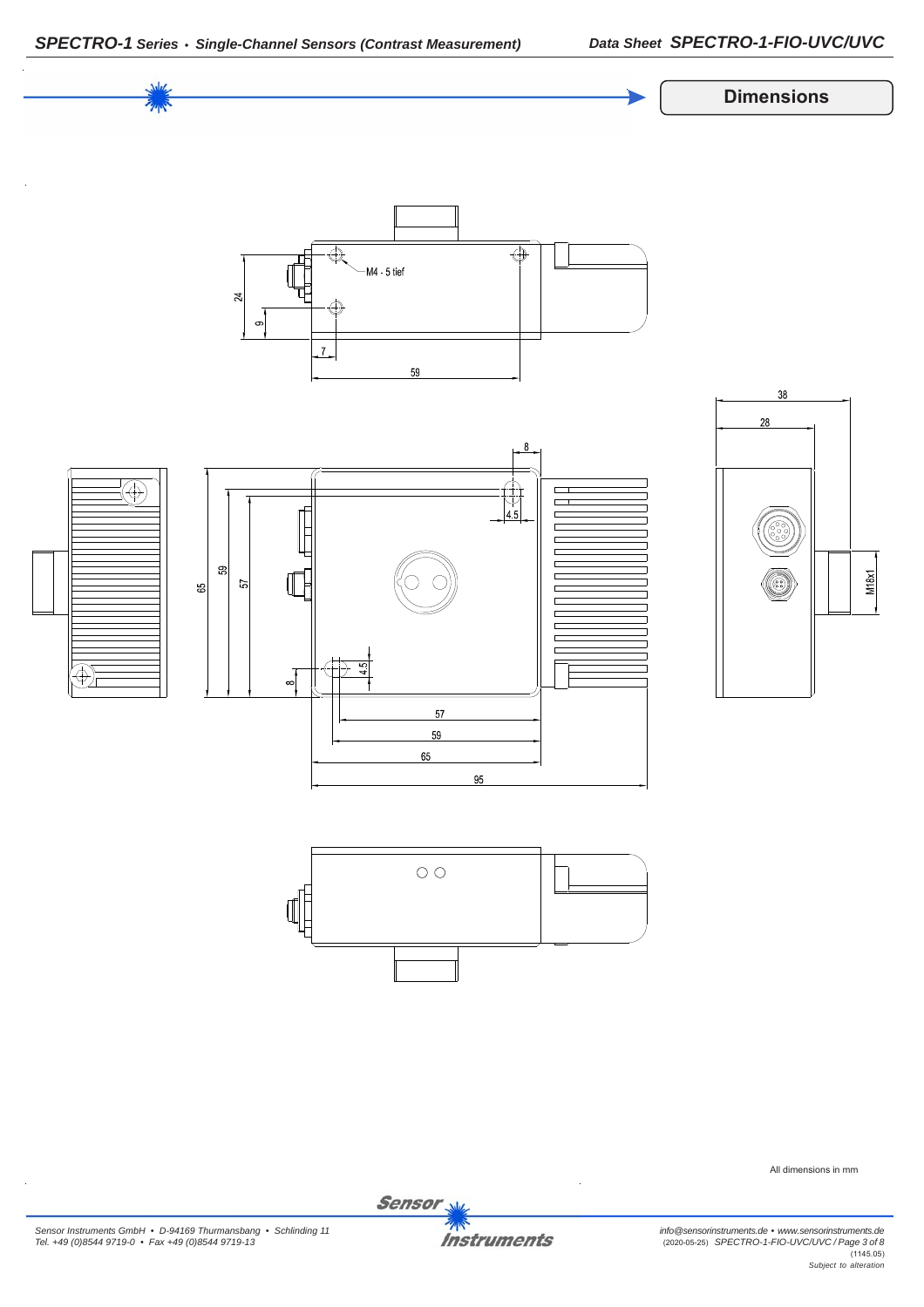## Dimensions

M4 - 5 tief

24 9 7 59

38 28

8 4.5

65 59 57

M18x1

8 4.5

57 59 65 95

All dimensions in mm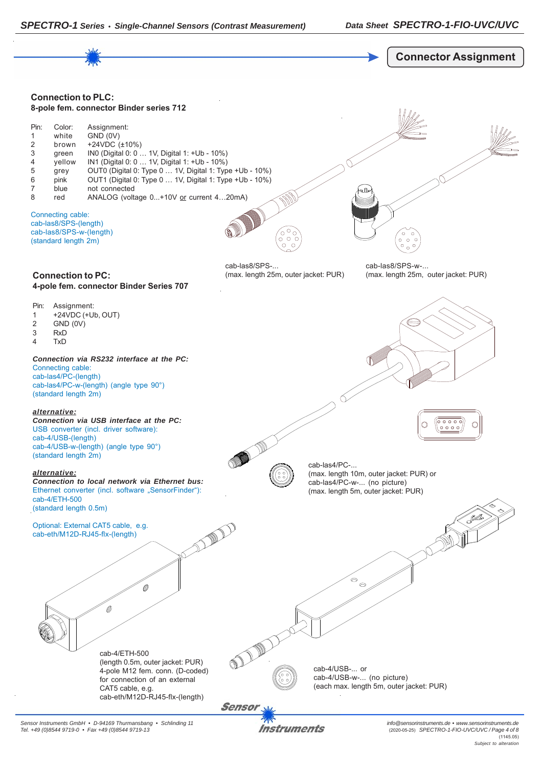# Connector Assignment

## Connection to PLC:

**8-pole fem. connector Binder series 712**

| Pin: | Color: | Assignment: |
|---|---|---|
| 1 | white | GND (0V) |
| 2 | brown | +24VDC (±10%) |
| 3 | green | IN0 (Digital 0: 0 … 1V, Digital 1: +Ub - 10%) |
| 4 | yellow | IN1 (Digital 0: 0 … 1V, Digital 1: +Ub - 10%) |
| 5 | grey | OUT0 (Digital 0: Type 0 … 1V, Digital 1: Type +Ub - 10%) |
| 6 | pink | OUT1 (Digital 0: Type 0 … 1V, Digital 1: Type +Ub - 10%) |
| 7 | blue | not connected |
| 8 | red | ANALOG (voltage 0...+10V or current 4…20mA) |

Connecting cable:
cab-las8/SPS-(length)
cab-las8/SPS-w-(length)
(standard length 2m)

cab-las8/SPS-...
(max. length 25m, outer jacket: PUR)

cab-las8/SPS-w-...
(max. length 25m, outer jacket: PUR)

## Connection to PC:

**4-pole fem. connector Binder Series 707**

| Pin: | Assignment: |
|---|---|
| 1 | +24VDC (+Ub, OUT) |
| 2 | GND (0V) |
| 3 | RxD |
| 4 | TxD |

***Connection via RS232 interface at the PC:***
Connecting cable:
cab-las4/PC-(length)
cab-las4/PC-w-(length) (angle type 90°)
(standard length 2m)

***alternative:***
***Connection via USB interface at the PC:***
USB converter (incl. driver software):
cab-4/USB-(length)
cab-4/USB-w-(length) (angle type 90°)
(standard length 2m)

***alternative:***
***Connection to local network via Ethernet bus:***
Ethernet converter (incl. software „SensorFinder"):
cab-4/ETH-500
(standard length 0.5m)

Optional: External CAT5 cable, e.g.
cab-eth/M12D-RJ45-flx-(length)

cab-las4/PC-...
(max. length 10m, outer jacket: PUR) or
cab-las4/PC-w-... (no picture)
(max. length 5m, outer jacket: PUR)

cab-4/ETH-500
(length 0.5m, outer jacket: PUR)
4-pole M12 fem. conn. (D-coded)
for connection of an external
CAT5 cable, e.g.
cab-eth/M12D-RJ45-flx-(length)

cab-4/USB-... or
cab-4/USB-w-... (no picture)
(each max. length 5m, outer jacket: PUR)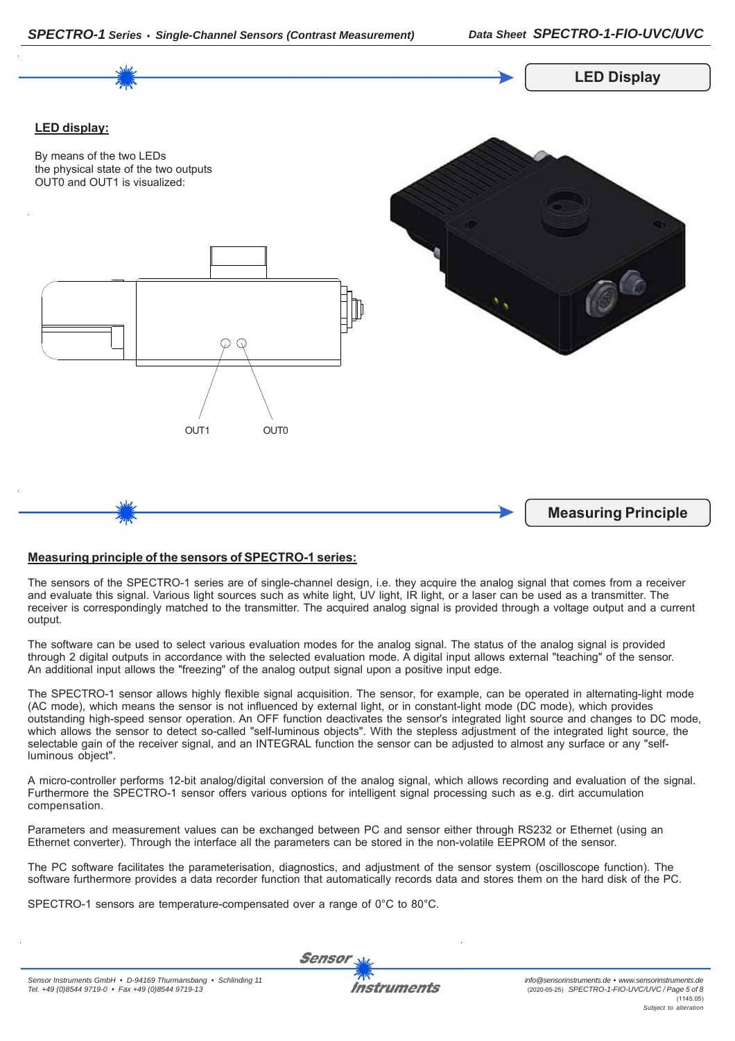## LED Display

**LED display:**

By means of the two LEDs
the physical state of the two outputs
OUT0 and OUT1 is visualized:

OUT1 OUT0

## Measuring Principle

**Measuring principle of the sensors of SPECTRO-1 series:**

The sensors of the SPECTRO-1 series are of single-channel design, i.e. they acquire the analog signal that comes from a receiver and evaluate this signal. Various light sources such as white light, UV light, IR light, or a laser can be used as a transmitter. The receiver is correspondingly matched to the transmitter. The acquired analog signal is provided through a voltage output and a current output.

The software can be used to select various evaluation modes for the analog signal. The status of the analog signal is provided through 2 digital outputs in accordance with the selected evaluation mode. A digital input allows external "teaching" of the sensor. An additional input allows the "freezing" of the analog output signal upon a positive input edge.

The SPECTRO-1 sensor allows highly flexible signal acquisition. The sensor, for example, can be operated in alternating-light mode (AC mode), which means the sensor is not influenced by external light, or in constant-light mode (DC mode), which provides outstanding high-speed sensor operation. An OFF function deactivates the sensor's integrated light source and changes to DC mode, which allows the sensor to detect so-called "self-luminous objects". With the stepless adjustment of the integrated light source, the selectable gain of the receiver signal, and an INTEGRAL function the sensor can be adjusted to almost any surface or any "self-luminous object".

A micro-controller performs 12-bit analog/digital conversion of the analog signal, which allows recording and evaluation of the signal. Furthermore the SPECTRO-1 sensor offers various options for intelligent signal processing such as e.g. dirt accumulation compensation.

Parameters and measurement values can be exchanged between PC and sensor either through RS232 or Ethernet (using an Ethernet converter). Through the interface all the parameters can be stored in the non-volatile EEPROM of the sensor.

The PC software facilitates the parameterisation, diagnostics, and adjustment of the sensor system (oscilloscope function). The software furthermore provides a data recorder function that automatically records data and stores them on the hard disk of the PC.

SPECTRO-1 sensors are temperature-compensated over a range of 0°C to 80°C.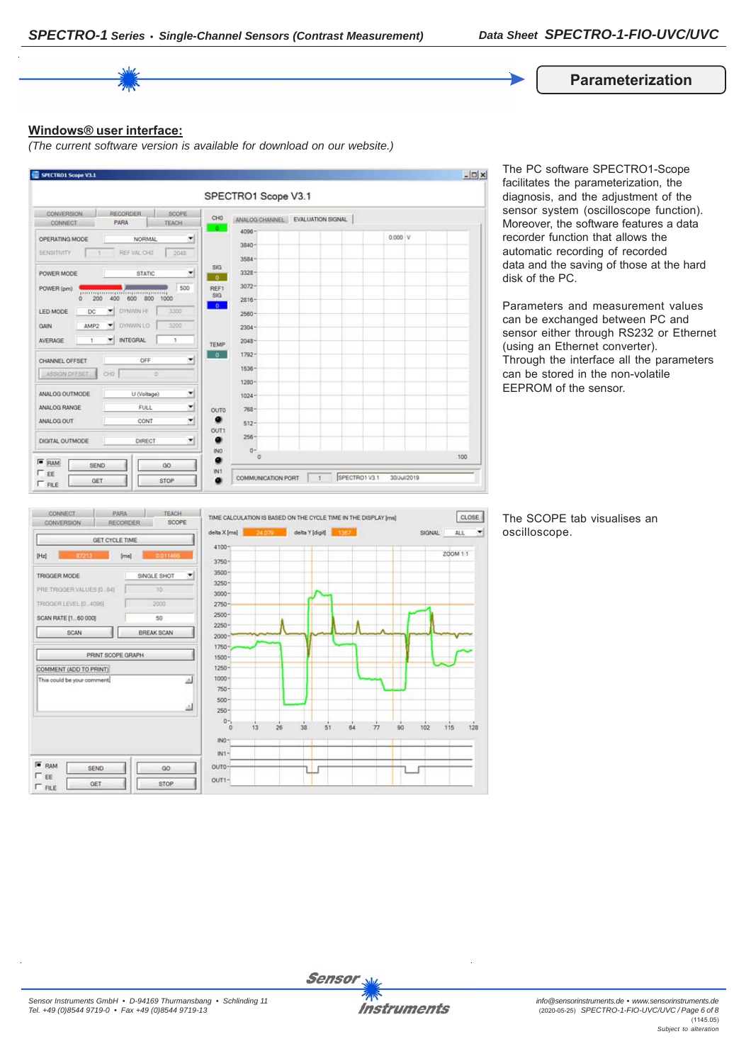## Parameterization

**Windows® user interface:**

*(The current software version is available for download on our website.)*

The PC software SPECTRO1-Scope facilitates the parameterization, the diagnosis, and the adjustment of the sensor system (oscilloscope function). Moreover, the software features a data recorder function that allows the automatic recording of recorded data and the saving of those at the hard disk of the PC.

Parameters and measurement values can be exchanged between PC and sensor either through RS232 or Ethernet (using an Ethernet converter). Through the interface all the parameters can be stored in the non-volatile EEPROM of the sensor.

The SCOPE tab visualises an oscilloscope.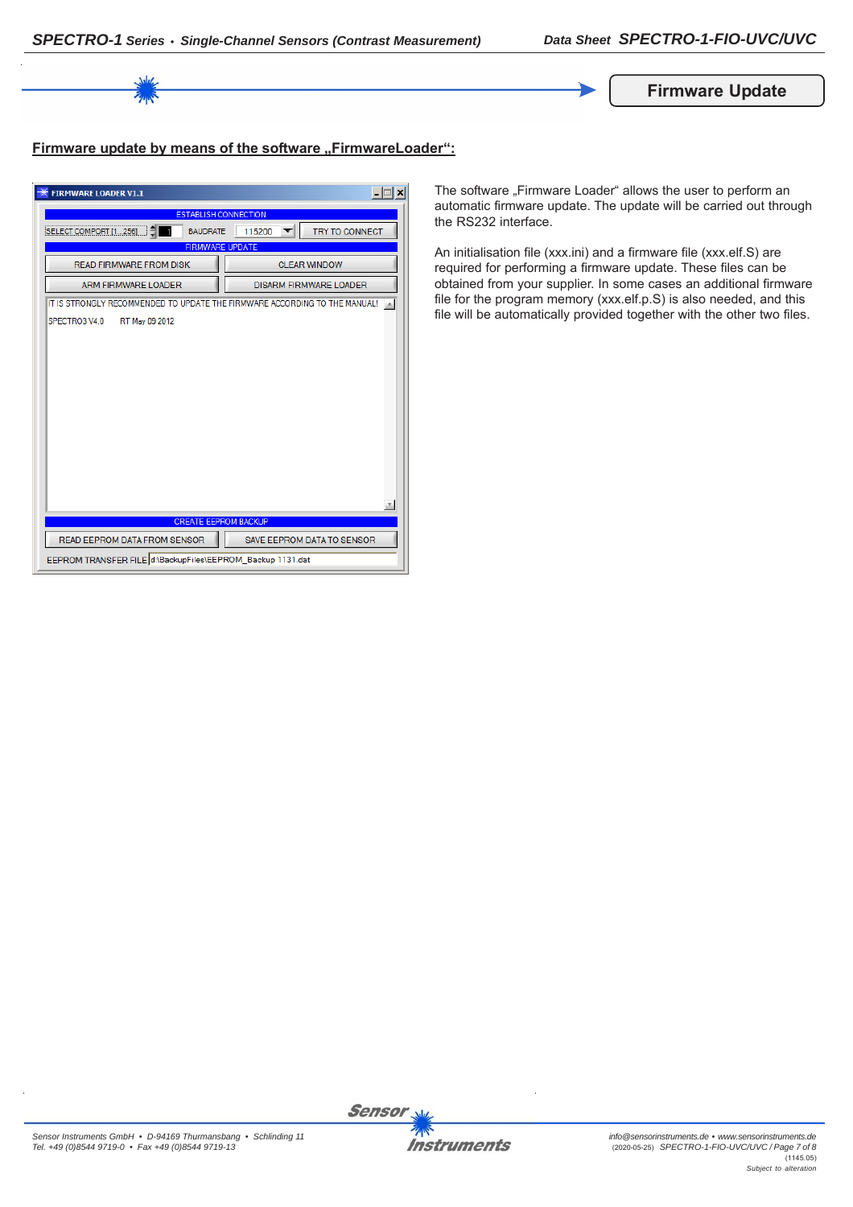## Firmware Update

**Firmware update by means of the software „FirmwareLoader“:**

The software „Firmware Loader“ allows the user to perform an automatic firmware update. The update will be carried out through the RS232 interface.

An initialisation file (xxx.ini) and a firmware file (xxx.elf.S) are required for performing a firmware update. These files can be obtained from your supplier. In some cases an additional firmware file for the program memory (xxx.elf.p.S) is also needed, and this file will be automatically provided together with the other two files.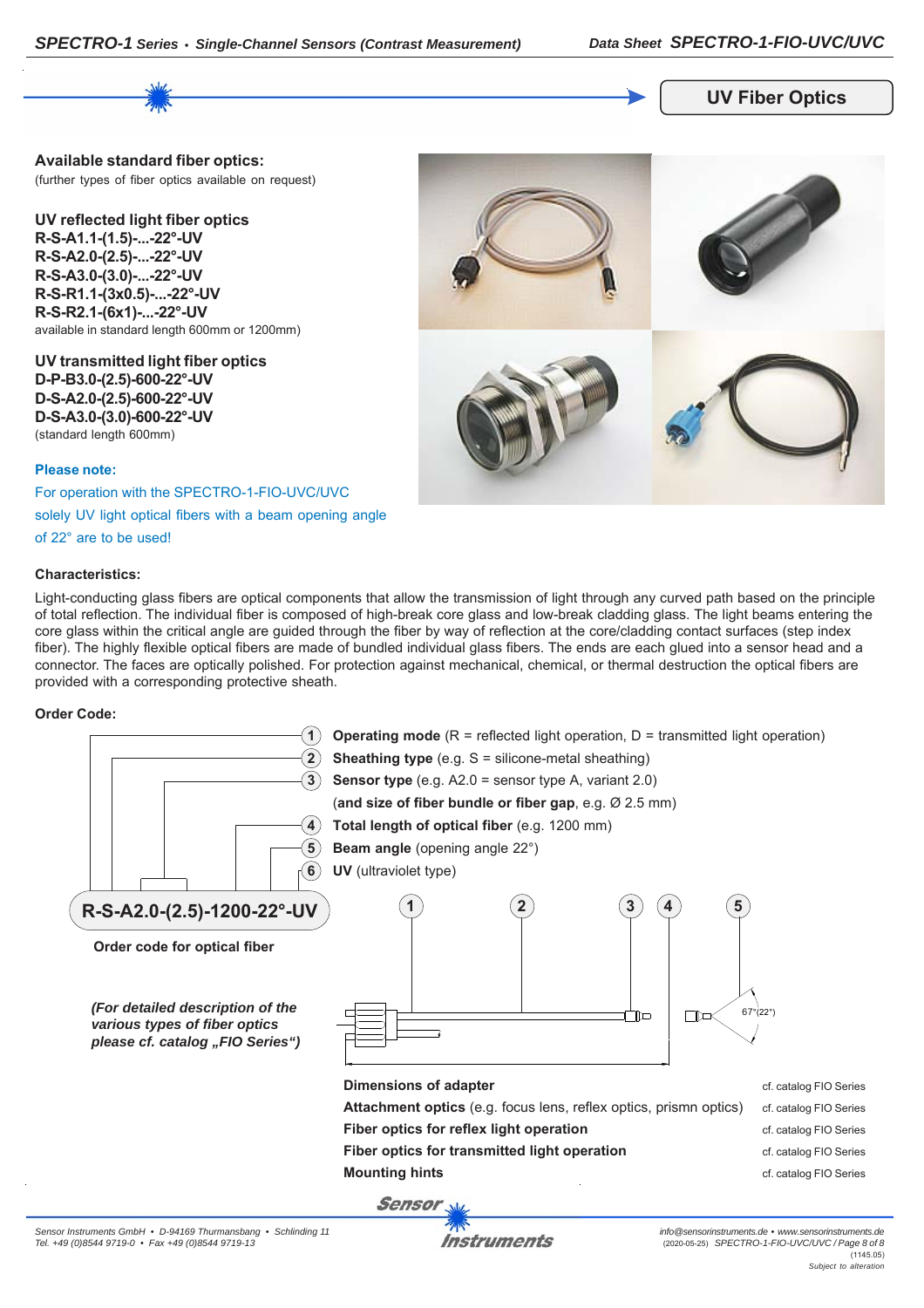## UV Fiber Optics

**Available standard fiber optics:**
(further types of fiber optics available on request)

**UV reflected light fiber optics**
**R-S-A1.1-(1.5)-...-22°-UV**
**R-S-A2.0-(2.5)-...-22°-UV**
**R-S-A3.0-(3.0)-...-22°-UV**
**R-S-R1.1-(3x0.5)-...-22°-UV**
**R-S-R2.1-(6x1)-...-22°-UV**
available in standard length 600mm or 1200mm)

**UV transmitted light fiber optics**
**D-P-B3.0-(2.5)-600-22°-UV**
**D-S-A2.0-(2.5)-600-22°-UV**
**D-S-A3.0-(3.0)-600-22°-UV**
(standard length 600mm)

**Please note:**
For operation with the SPECTRO-1-FIO-UVC/UVC solely UV light optical fibers with a beam opening angle of 22° are to be used!

**Characteristics:**

Light-conducting glass fibers are optical components that allow the transmission of light through any curved path based on the principle of total reflection. The individual fiber is composed of high-break core glass and low-break cladding glass. The light beams entering the core glass within the critical angle are guided through the fiber by way of reflection at the core/cladding contact surfaces (step index fiber). The highly flexible optical fibers are made of bundled individual glass fibers. The ends are each glued into a sensor head and a connector. The faces are optically polished. For protection against mechanical, chemical, or thermal destruction the optical fibers are provided with a corresponding protective sheath.

**Order Code:**

1. **Operating mode** (R = reflected light operation, D = transmitted light operation)
2. **Sheathing type** (e.g. S = silicone-metal sheathing)
3. **Sensor type** (e.g. A2.0 = sensor type A, variant 2.0)
   (**and size of fiber bundle or fiber gap**, e.g. Ø 2.5 mm)
4. **Total length of optical fiber** (e.g. 1200 mm)
5. **Beam angle** (opening angle 22°)
6. **UV** (ultraviolet type)

**R-S-A2.0-(2.5)-1200-22°-UV**

**Order code for optical fiber**

*(For detailed description of the various types of fiber optics please cf. catalog „FIO Series")*

1 2 3 4 5
67°(22°)

| | |
|---|---|
| **Dimensions of adapter** | cf. catalog FIO Series |
| **Attachment optics** (e.g. focus lens, reflex optics, prismn optics) | cf. catalog FIO Series |
| **Fiber optics for reflex light operation** | cf. catalog FIO Series |
| **Fiber optics for transmitted light operation** | cf. catalog FIO Series |
| **Mounting hints** | cf. catalog FIO Series |